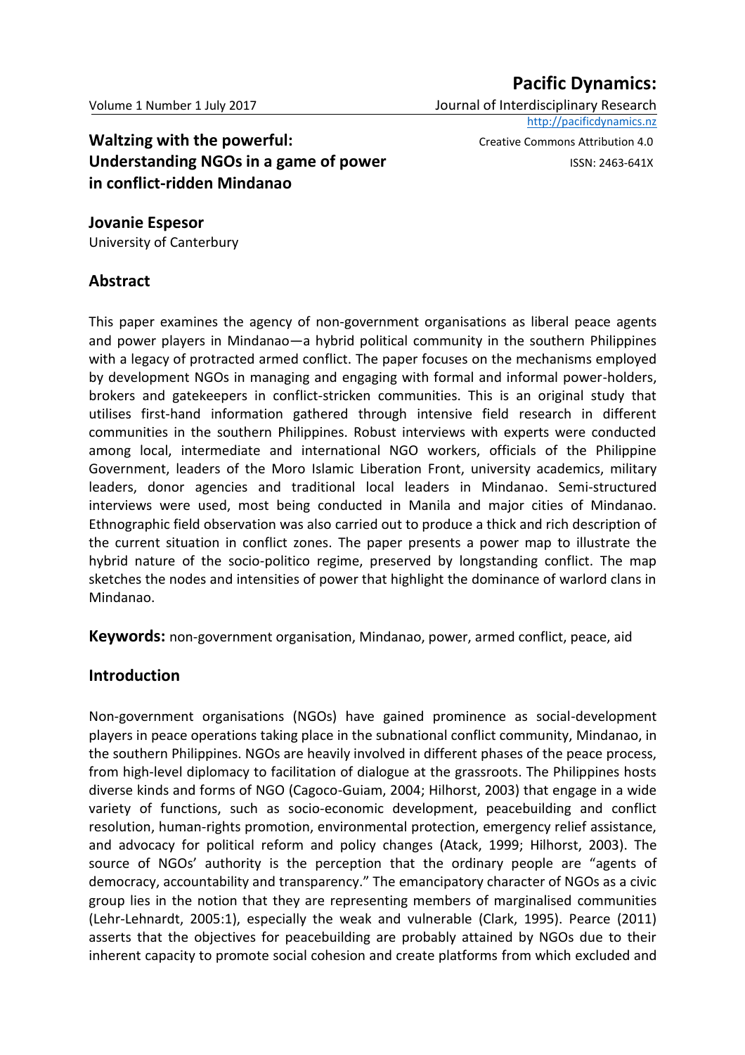# Waltzing with the powerful: Understanding NGOs in a game of power in conflict-ridden Mindanao

**Jovanie Espesor**
University of Canterbury

## Abstract

This paper examines the agency of non-government organisations as liberal peace agents and power players in Mindanao—a hybrid political community in the southern Philippines with a legacy of protracted armed conflict. The paper focuses on the mechanisms employed by development NGOs in managing and engaging with formal and informal power-holders, brokers and gatekeepers in conflict-stricken communities. This is an original study that utilises first-hand information gathered through intensive field research in different communities in the southern Philippines. Robust interviews with experts were conducted among local, intermediate and international NGO workers, officials of the Philippine Government, leaders of the Moro Islamic Liberation Front, university academics, military leaders, donor agencies and traditional local leaders in Mindanao. Semi-structured interviews were used, most being conducted in Manila and major cities of Mindanao. Ethnographic field observation was also carried out to produce a thick and rich description of the current situation in conflict zones. The paper presents a power map to illustrate the hybrid nature of the socio-politico regime, preserved by longstanding conflict. The map sketches the nodes and intensities of power that highlight the dominance of warlord clans in Mindanao.

**Keywords:** non-government organisation, Mindanao, power, armed conflict, peace, aid

## Introduction

Non-government organisations (NGOs) have gained prominence as social-development players in peace operations taking place in the subnational conflict community, Mindanao, in the southern Philippines. NGOs are heavily involved in different phases of the peace process, from high-level diplomacy to facilitation of dialogue at the grassroots. The Philippines hosts diverse kinds and forms of NGO (Cagoco-Guiam, 2004; Hilhorst, 2003) that engage in a wide variety of functions, such as socio-economic development, peacebuilding and conflict resolution, human-rights promotion, environmental protection, emergency relief assistance, and advocacy for political reform and policy changes (Atack, 1999; Hilhorst, 2003). The source of NGOs' authority is the perception that the ordinary people are "agents of democracy, accountability and transparency." The emancipatory character of NGOs as a civic group lies in the notion that they are representing members of marginalised communities (Lehr-Lehnardt, 2005:1), especially the weak and vulnerable (Clark, 1995). Pearce (2011) asserts that the objectives for peacebuilding are probably attained by NGOs due to their inherent capacity to promote social cohesion and create platforms from which excluded and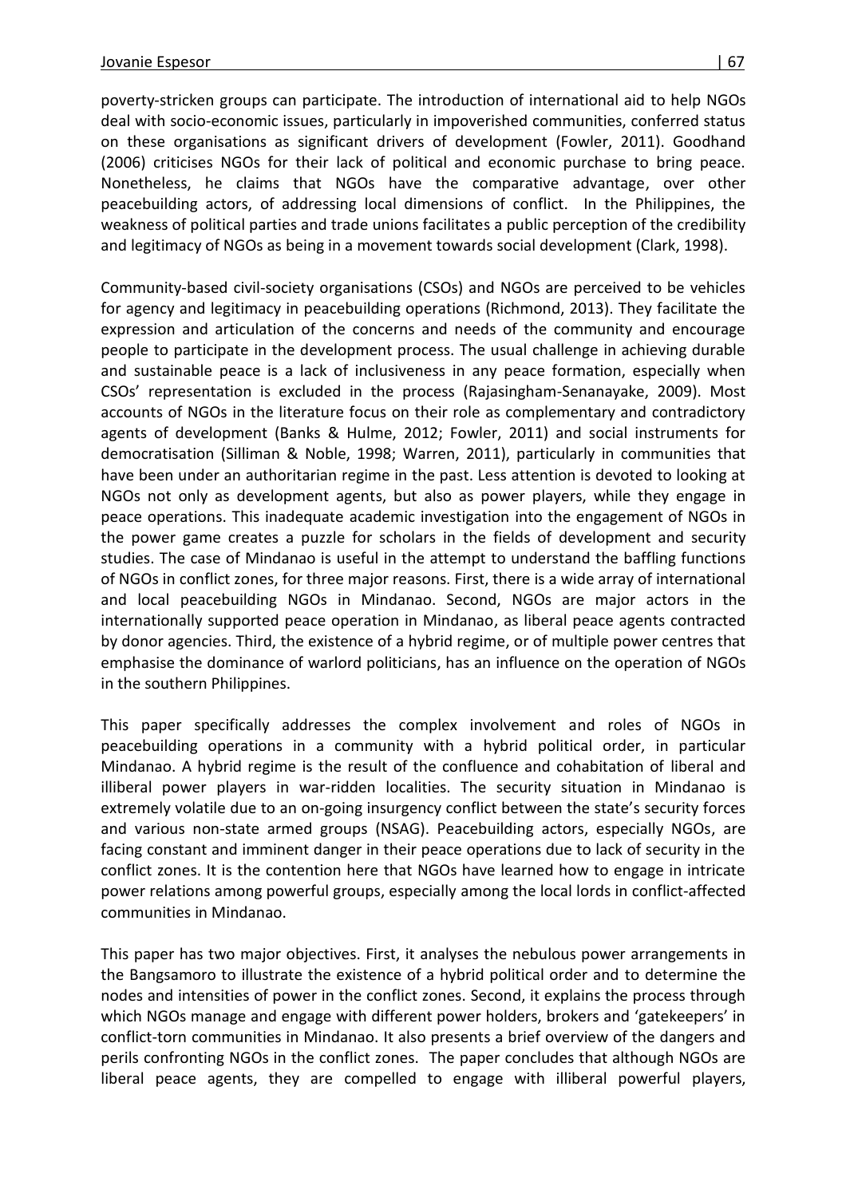poverty-stricken groups can participate. The introduction of international aid to help NGOs deal with socio-economic issues, particularly in impoverished communities, conferred status on these organisations as significant drivers of development (Fowler, 2011). Goodhand (2006) criticises NGOs for their lack of political and economic purchase to bring peace. Nonetheless, he claims that NGOs have the comparative advantage, over other peacebuilding actors, of addressing local dimensions of conflict. In the Philippines, the weakness of political parties and trade unions facilitates a public perception of the credibility and legitimacy of NGOs as being in a movement towards social development (Clark, 1998).

Community-based civil-society organisations (CSOs) and NGOs are perceived to be vehicles for agency and legitimacy in peacebuilding operations (Richmond, 2013). They facilitate the expression and articulation of the concerns and needs of the community and encourage people to participate in the development process. The usual challenge in achieving durable and sustainable peace is a lack of inclusiveness in any peace formation, especially when CSOs' representation is excluded in the process (Rajasingham-Senanayake, 2009). Most accounts of NGOs in the literature focus on their role as complementary and contradictory agents of development (Banks & Hulme, 2012; Fowler, 2011) and social instruments for democratisation (Silliman & Noble, 1998; Warren, 2011), particularly in communities that have been under an authoritarian regime in the past. Less attention is devoted to looking at NGOs not only as development agents, but also as power players, while they engage in peace operations. This inadequate academic investigation into the engagement of NGOs in the power game creates a puzzle for scholars in the fields of development and security studies. The case of Mindanao is useful in the attempt to understand the baffling functions of NGOs in conflict zones, for three major reasons. First, there is a wide array of international and local peacebuilding NGOs in Mindanao. Second, NGOs are major actors in the internationally supported peace operation in Mindanao, as liberal peace agents contracted by donor agencies. Third, the existence of a hybrid regime, or of multiple power centres that emphasise the dominance of warlord politicians, has an influence on the operation of NGOs in the southern Philippines.

This paper specifically addresses the complex involvement and roles of NGOs in peacebuilding operations in a community with a hybrid political order, in particular Mindanao. A hybrid regime is the result of the confluence and cohabitation of liberal and illiberal power players in war-ridden localities. The security situation in Mindanao is extremely volatile due to an on-going insurgency conflict between the state's security forces and various non-state armed groups (NSAG). Peacebuilding actors, especially NGOs, are facing constant and imminent danger in their peace operations due to lack of security in the conflict zones. It is the contention here that NGOs have learned how to engage in intricate power relations among powerful groups, especially among the local lords in conflict-affected communities in Mindanao.

This paper has two major objectives. First, it analyses the nebulous power arrangements in the Bangsamoro to illustrate the existence of a hybrid political order and to determine the nodes and intensities of power in the conflict zones. Second, it explains the process through which NGOs manage and engage with different power holders, brokers and 'gatekeepers' in conflict-torn communities in Mindanao. It also presents a brief overview of the dangers and perils confronting NGOs in the conflict zones. The paper concludes that although NGOs are liberal peace agents, they are compelled to engage with illiberal powerful players,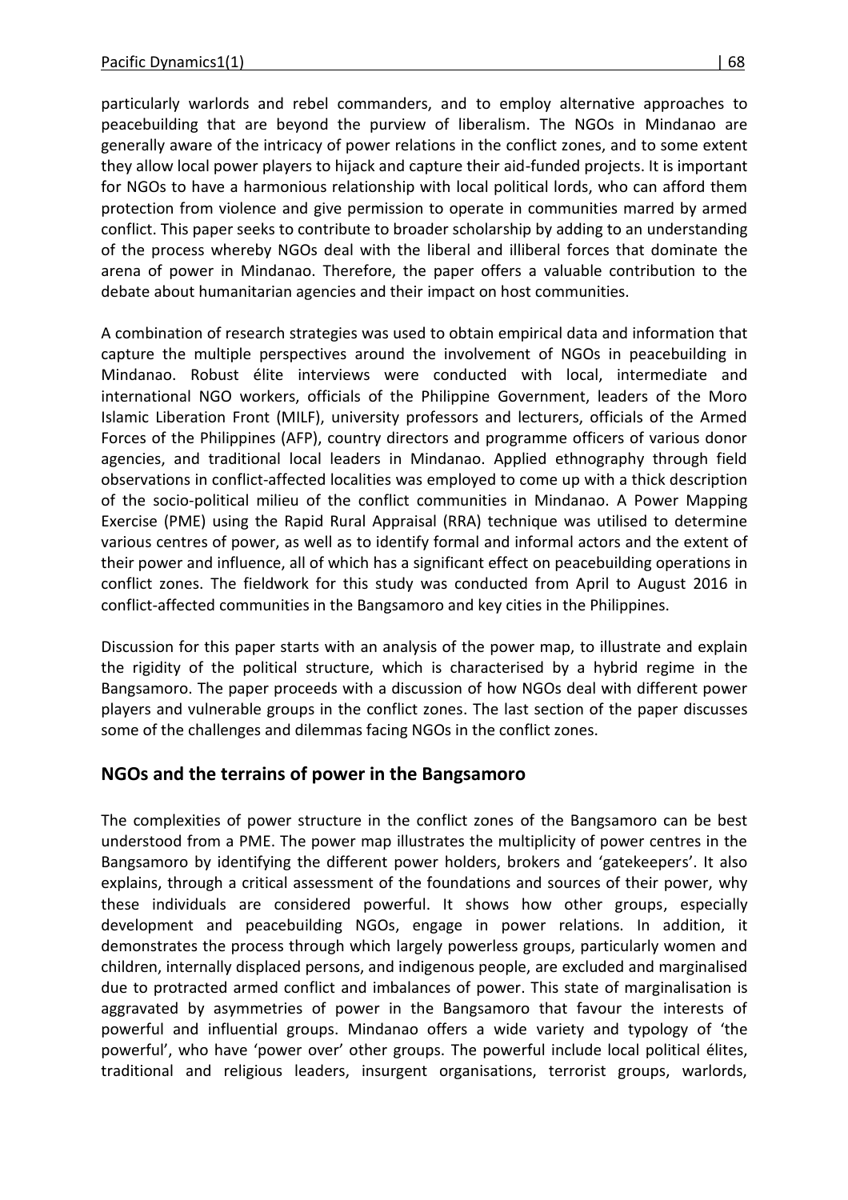particularly warlords and rebel commanders, and to employ alternative approaches to peacebuilding that are beyond the purview of liberalism. The NGOs in Mindanao are generally aware of the intricacy of power relations in the conflict zones, and to some extent they allow local power players to hijack and capture their aid-funded projects. It is important for NGOs to have a harmonious relationship with local political lords, who can afford them protection from violence and give permission to operate in communities marred by armed conflict. This paper seeks to contribute to broader scholarship by adding to an understanding of the process whereby NGOs deal with the liberal and illiberal forces that dominate the arena of power in Mindanao. Therefore, the paper offers a valuable contribution to the debate about humanitarian agencies and their impact on host communities.

A combination of research strategies was used to obtain empirical data and information that capture the multiple perspectives around the involvement of NGOs in peacebuilding in Mindanao. Robust élite interviews were conducted with local, intermediate and international NGO workers, officials of the Philippine Government, leaders of the Moro Islamic Liberation Front (MILF), university professors and lecturers, officials of the Armed Forces of the Philippines (AFP), country directors and programme officers of various donor agencies, and traditional local leaders in Mindanao. Applied ethnography through field observations in conflict-affected localities was employed to come up with a thick description of the socio-political milieu of the conflict communities in Mindanao. A Power Mapping Exercise (PME) using the Rapid Rural Appraisal (RRA) technique was utilised to determine various centres of power, as well as to identify formal and informal actors and the extent of their power and influence, all of which has a significant effect on peacebuilding operations in conflict zones. The fieldwork for this study was conducted from April to August 2016 in conflict-affected communities in the Bangsamoro and key cities in the Philippines.

Discussion for this paper starts with an analysis of the power map, to illustrate and explain the rigidity of the political structure, which is characterised by a hybrid regime in the Bangsamoro. The paper proceeds with a discussion of how NGOs deal with different power players and vulnerable groups in the conflict zones. The last section of the paper discusses some of the challenges and dilemmas facing NGOs in the conflict zones.

## NGOs and the terrains of power in the Bangsamoro

The complexities of power structure in the conflict zones of the Bangsamoro can be best understood from a PME. The power map illustrates the multiplicity of power centres in the Bangsamoro by identifying the different power holders, brokers and 'gatekeepers'. It also explains, through a critical assessment of the foundations and sources of their power, why these individuals are considered powerful. It shows how other groups, especially development and peacebuilding NGOs, engage in power relations. In addition, it demonstrates the process through which largely powerless groups, particularly women and children, internally displaced persons, and indigenous people, are excluded and marginalised due to protracted armed conflict and imbalances of power. This state of marginalisation is aggravated by asymmetries of power in the Bangsamoro that favour the interests of powerful and influential groups. Mindanao offers a wide variety and typology of 'the powerful', who have 'power over' other groups. The powerful include local political élites, traditional and religious leaders, insurgent organisations, terrorist groups, warlords,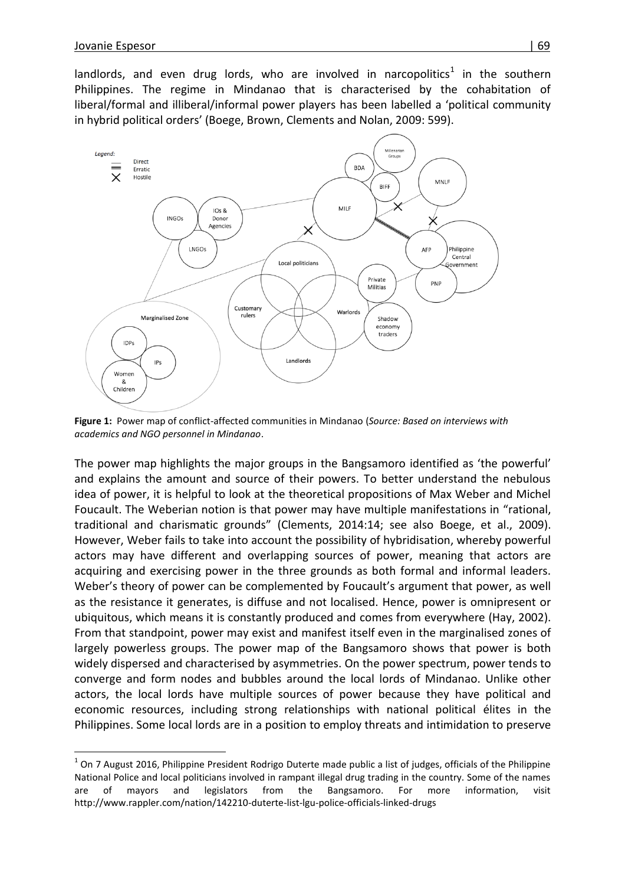landlords, and even drug lords, who are involved in narcopolitics[1] in the southern Philippines. The regime in Mindanao that is characterised by the cohabitation of liberal/formal and illiberal/informal power players has been labelled a 'political community in hybrid political orders' (Boege, Brown, Clements and Nolan, 2009: 599).

**Figure 1:** Power map of conflict-affected communities in Mindanao (*Source: Based on interviews with academics and NGO personnel in Mindanao*.

The power map highlights the major groups in the Bangsamoro identified as 'the powerful' and explains the amount and source of their powers. To better understand the nebulous idea of power, it is helpful to look at the theoretical propositions of Max Weber and Michel Foucault. The Weberian notion is that power may have multiple manifestations in "rational, traditional and charismatic grounds" (Clements, 2014:14; see also Boege, et al., 2009). However, Weber fails to take into account the possibility of hybridisation, whereby powerful actors may have different and overlapping sources of power, meaning that actors are acquiring and exercising power in the three grounds as both formal and informal leaders. Weber's theory of power can be complemented by Foucault's argument that power, as well as the resistance it generates, is diffuse and not localised. Hence, power is omnipresent or ubiquitous, which means it is constantly produced and comes from everywhere (Hay, 2002). From that standpoint, power may exist and manifest itself even in the marginalised zones of largely powerless groups. The power map of the Bangsamoro shows that power is both widely dispersed and characterised by asymmetries. On the power spectrum, power tends to converge and form nodes and bubbles around the local lords of Mindanao. Unlike other actors, the local lords have multiple sources of power because they have political and economic resources, including strong relationships with national political élites in the Philippines. Some local lords are in a position to employ threats and intimidation to preserve

[1] On 7 August 2016, Philippine President Rodrigo Duterte made public a list of judges, officials of the Philippine National Police and local politicians involved in rampant illegal drug trading in the country. Some of the names are of mayors and legislators from the Bangsamoro. For more information, visit http://www.rappler.com/nation/142210-duterte-list-lgu-police-officials-linked-drugs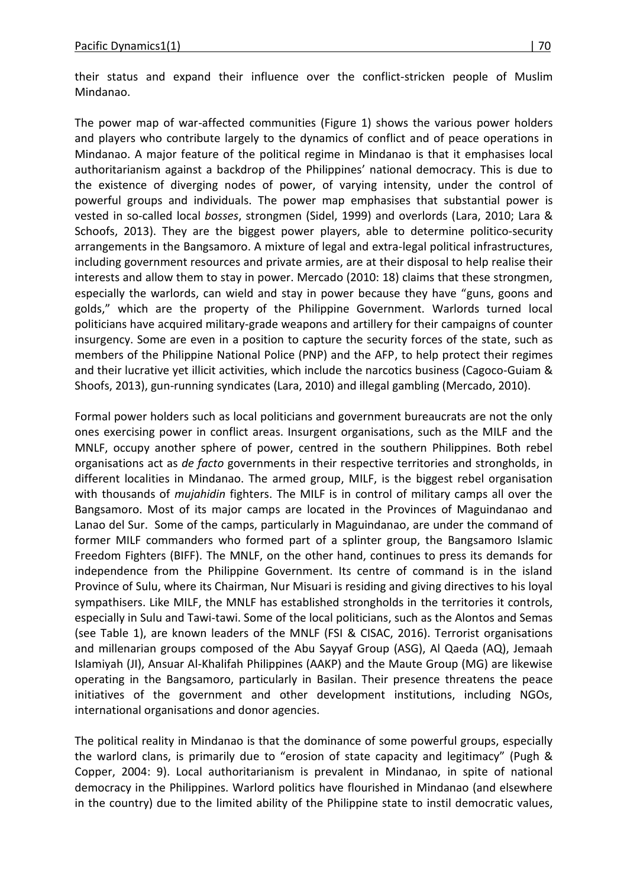their status and expand their influence over the conflict-stricken people of Muslim Mindanao.

The power map of war-affected communities (Figure 1) shows the various power holders and players who contribute largely to the dynamics of conflict and of peace operations in Mindanao. A major feature of the political regime in Mindanao is that it emphasises local authoritarianism against a backdrop of the Philippines' national democracy. This is due to the existence of diverging nodes of power, of varying intensity, under the control of powerful groups and individuals. The power map emphasises that substantial power is vested in so-called local *bosses*, strongmen (Sidel, 1999) and overlords (Lara, 2010; Lara & Schoofs, 2013). They are the biggest power players, able to determine politico-security arrangements in the Bangsamoro. A mixture of legal and extra-legal political infrastructures, including government resources and private armies, are at their disposal to help realise their interests and allow them to stay in power. Mercado (2010: 18) claims that these strongmen, especially the warlords, can wield and stay in power because they have "guns, goons and golds," which are the property of the Philippine Government. Warlords turned local politicians have acquired military-grade weapons and artillery for their campaigns of counter insurgency. Some are even in a position to capture the security forces of the state, such as members of the Philippine National Police (PNP) and the AFP, to help protect their regimes and their lucrative yet illicit activities, which include the narcotics business (Cagoco-Guiam & Shoofs, 2013), gun-running syndicates (Lara, 2010) and illegal gambling (Mercado, 2010).

Formal power holders such as local politicians and government bureaucrats are not the only ones exercising power in conflict areas. Insurgent organisations, such as the MILF and the MNLF, occupy another sphere of power, centred in the southern Philippines. Both rebel organisations act as *de facto* governments in their respective territories and strongholds, in different localities in Mindanao. The armed group, MILF, is the biggest rebel organisation with thousands of *mujahidin* fighters. The MILF is in control of military camps all over the Bangsamoro. Most of its major camps are located in the Provinces of Maguindanao and Lanao del Sur. Some of the camps, particularly in Maguindanao, are under the command of former MILF commanders who formed part of a splinter group, the Bangsamoro Islamic Freedom Fighters (BIFF). The MNLF, on the other hand, continues to press its demands for independence from the Philippine Government. Its centre of command is in the island Province of Sulu, where its Chairman, Nur Misuari is residing and giving directives to his loyal sympathisers. Like MILF, the MNLF has established strongholds in the territories it controls, especially in Sulu and Tawi-tawi. Some of the local politicians, such as the Alontos and Semas (see Table 1), are known leaders of the MNLF (FSI & CISAC, 2016). Terrorist organisations and millenarian groups composed of the Abu Sayyaf Group (ASG), Al Qaeda (AQ), Jemaah Islamiyah (JI), Ansuar Al-Khalifah Philippines (AAKP) and the Maute Group (MG) are likewise operating in the Bangsamoro, particularly in Basilan. Their presence threatens the peace initiatives of the government and other development institutions, including NGOs, international organisations and donor agencies.

The political reality in Mindanao is that the dominance of some powerful groups, especially the warlord clans, is primarily due to "erosion of state capacity and legitimacy" (Pugh & Copper, 2004: 9). Local authoritarianism is prevalent in Mindanao, in spite of national democracy in the Philippines. Warlord politics have flourished in Mindanao (and elsewhere in the country) due to the limited ability of the Philippine state to instil democratic values,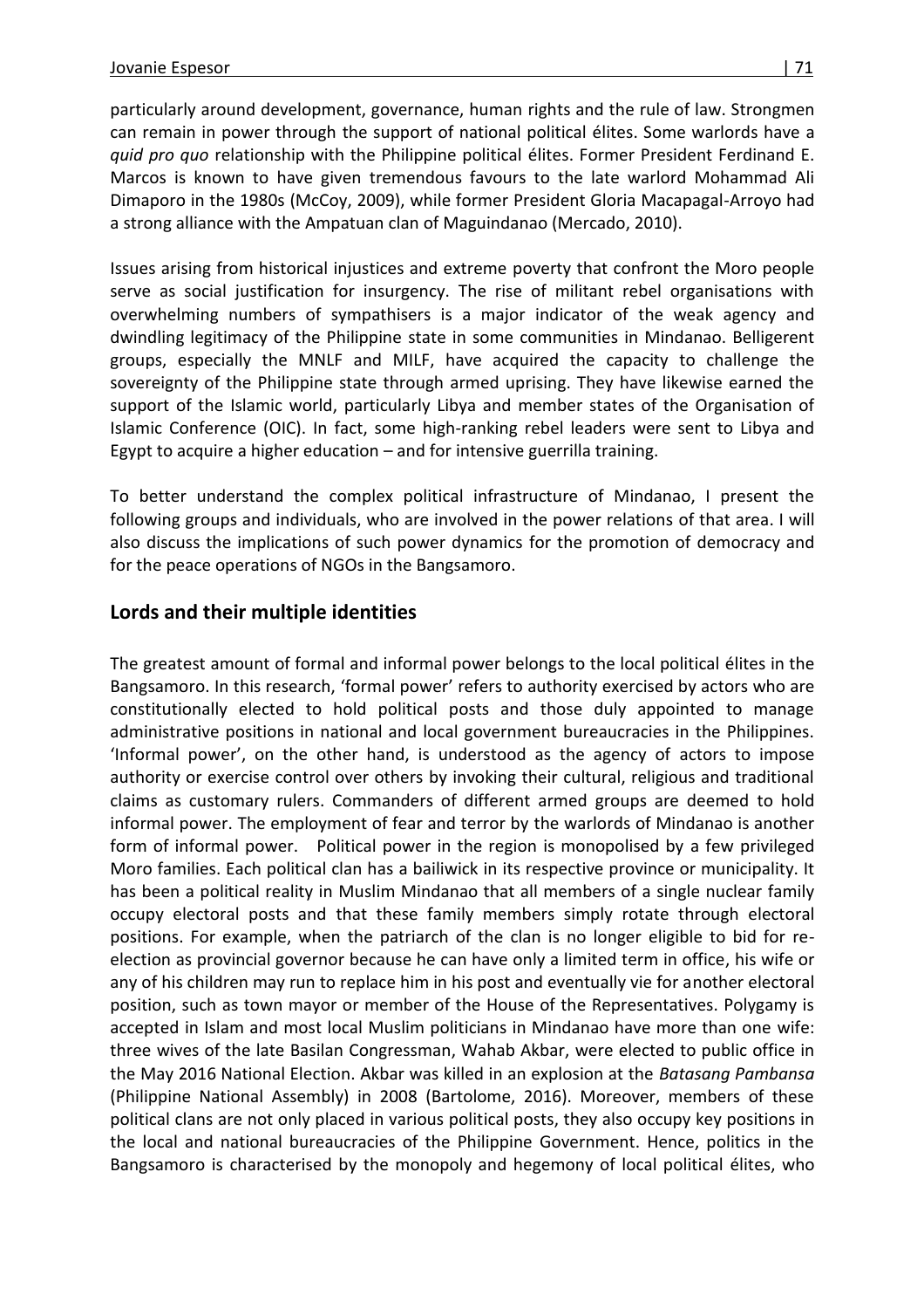particularly around development, governance, human rights and the rule of law. Strongmen can remain in power through the support of national political élites. Some warlords have a *quid pro quo* relationship with the Philippine political élites. Former President Ferdinand E. Marcos is known to have given tremendous favours to the late warlord Mohammad Ali Dimaporo in the 1980s (McCoy, 2009), while former President Gloria Macapagal-Arroyo had a strong alliance with the Ampatuan clan of Maguindanao (Mercado, 2010).

Issues arising from historical injustices and extreme poverty that confront the Moro people serve as social justification for insurgency. The rise of militant rebel organisations with overwhelming numbers of sympathisers is a major indicator of the weak agency and dwindling legitimacy of the Philippine state in some communities in Mindanao. Belligerent groups, especially the MNLF and MILF, have acquired the capacity to challenge the sovereignty of the Philippine state through armed uprising. They have likewise earned the support of the Islamic world, particularly Libya and member states of the Organisation of Islamic Conference (OIC). In fact, some high-ranking rebel leaders were sent to Libya and Egypt to acquire a higher education – and for intensive guerrilla training.

To better understand the complex political infrastructure of Mindanao, I present the following groups and individuals, who are involved in the power relations of that area. I will also discuss the implications of such power dynamics for the promotion of democracy and for the peace operations of NGOs in the Bangsamoro.

## Lords and their multiple identities

The greatest amount of formal and informal power belongs to the local political élites in the Bangsamoro. In this research, 'formal power' refers to authority exercised by actors who are constitutionally elected to hold political posts and those duly appointed to manage administrative positions in national and local government bureaucracies in the Philippines. 'Informal power', on the other hand, is understood as the agency of actors to impose authority or exercise control over others by invoking their cultural, religious and traditional claims as customary rulers. Commanders of different armed groups are deemed to hold informal power. The employment of fear and terror by the warlords of Mindanao is another form of informal power. Political power in the region is monopolised by a few privileged Moro families. Each political clan has a bailiwick in its respective province or municipality. It has been a political reality in Muslim Mindanao that all members of a single nuclear family occupy electoral posts and that these family members simply rotate through electoral positions. For example, when the patriarch of the clan is no longer eligible to bid for re-election as provincial governor because he can have only a limited term in office, his wife or any of his children may run to replace him in his post and eventually vie for another electoral position, such as town mayor or member of the House of the Representatives. Polygamy is accepted in Islam and most local Muslim politicians in Mindanao have more than one wife: three wives of the late Basilan Congressman, Wahab Akbar, were elected to public office in the May 2016 National Election. Akbar was killed in an explosion at the *Batasang Pambansa* (Philippine National Assembly) in 2008 (Bartolome, 2016). Moreover, members of these political clans are not only placed in various political posts, they also occupy key positions in the local and national bureaucracies of the Philippine Government. Hence, politics in the Bangsamoro is characterised by the monopoly and hegemony of local political élites, who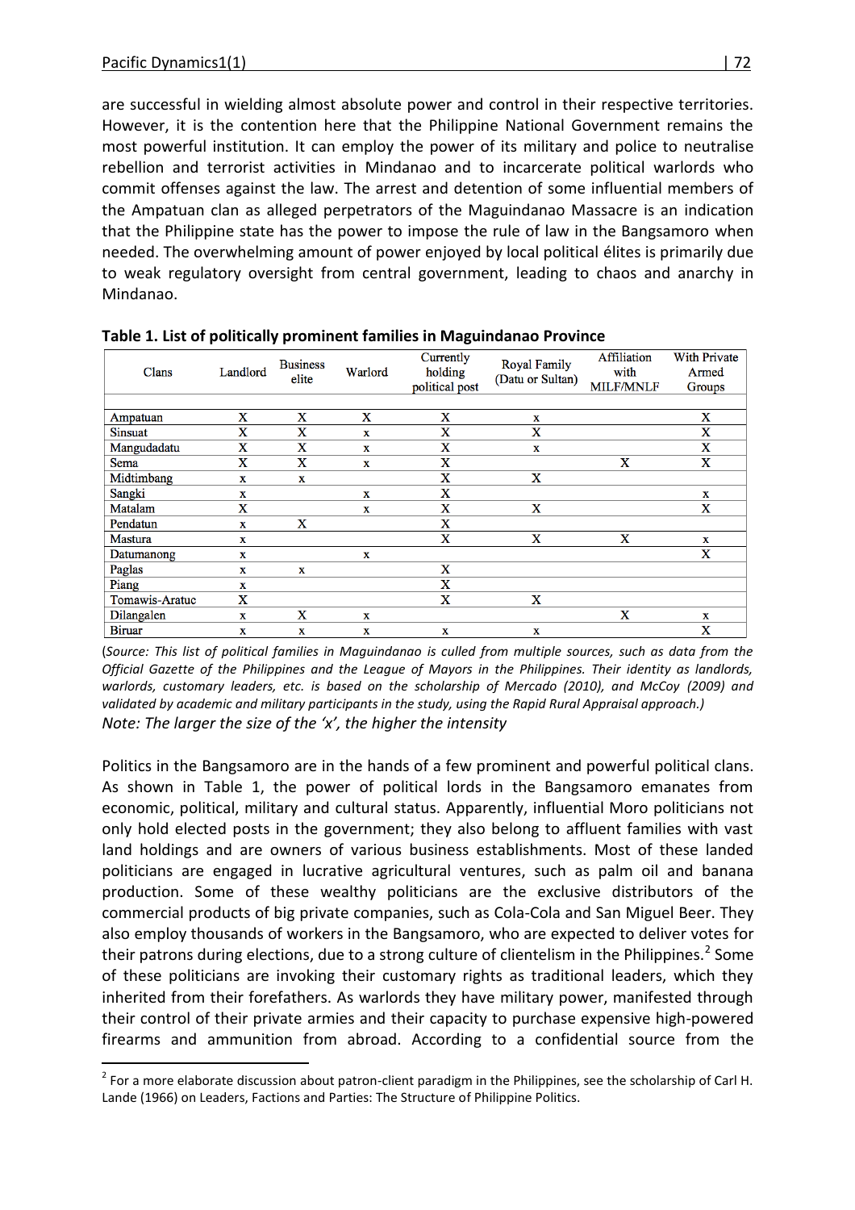are successful in wielding almost absolute power and control in their respective territories. However, it is the contention here that the Philippine National Government remains the most powerful institution. It can employ the power of its military and police to neutralise rebellion and terrorist activities in Mindanao and to incarcerate political warlords who commit offenses against the law. The arrest and detention of some influential members of the Ampatuan clan as alleged perpetrators of the Maguindanao Massacre is an indication that the Philippine state has the power to impose the rule of law in the Bangsamoro when needed. The overwhelming amount of power enjoyed by local political élites is primarily due to weak regulatory oversight from central government, leading to chaos and anarchy in Mindanao.

**Table 1. List of politically prominent families in Maguindanao Province**

| Clans | Landlord | Business elite | Warlord | Currently holding political post | Royal Family (Datu or Sultan) | Affiliation with MILF/MNLF | With Private Armed Groups |
|---|---|---|---|---|---|---|---|
| Ampatuan | X | X | X | X | x | | X |
| Sinsuat | X | X | x | X | X | | X |
| Mangudadatu | X | X | x | X | x | | X |
| Sema | X | X | x | X | | X | X |
| Midtimbang | x | x | | X | X | | |
| Sangki | x | | x | X | | | x |
| Matalam | X | | x | X | X | | X |
| Pendatun | x | X | | X | | | |
| Mastura | x | | | X | X | X | x |
| Datumanong | x | | x | | | | X |
| Paglas | x | x | | X | | | |
| Piang | x | | | X | | | |
| Tomawis-Aratuc | X | | | X | X | | |
| Dilangalen | x | X | x | | | X | x |
| Biruar | x | x | x | x | x | | X |

(*Source: This list of political families in Maguindanao is culled from multiple sources, such as data from the Official Gazette of the Philippines and the League of Mayors in the Philippines. Their identity as landlords, warlords, customary leaders, etc. is based on the scholarship of Mercado (2010), and McCoy (2009) and validated by academic and military participants in the study, using the Rapid Rural Appraisal approach.)*

*Note: The larger the size of the 'x', the higher the intensity*

Politics in the Bangsamoro are in the hands of a few prominent and powerful political clans. As shown in Table 1, the power of political lords in the Bangsamoro emanates from economic, political, military and cultural status. Apparently, influential Moro politicians not only hold elected posts in the government; they also belong to affluent families with vast land holdings and are owners of various business establishments. Most of these landed politicians are engaged in lucrative agricultural ventures, such as palm oil and banana production. Some of these wealthy politicians are the exclusive distributors of the commercial products of big private companies, such as Cola-Cola and San Miguel Beer. They also employ thousands of workers in the Bangsamoro, who are expected to deliver votes for their patrons during elections, due to a strong culture of clientelism in the Philippines.[2] Some of these politicians are invoking their customary rights as traditional leaders, which they inherited from their forefathers. As warlords they have military power, manifested through their control of their private armies and their capacity to purchase expensive high-powered firearms and ammunition from abroad. According to a confidential source from the

[2] For a more elaborate discussion about patron-client paradigm in the Philippines, see the scholarship of Carl H. Lande (1966) on Leaders, Factions and Parties: The Structure of Philippine Politics.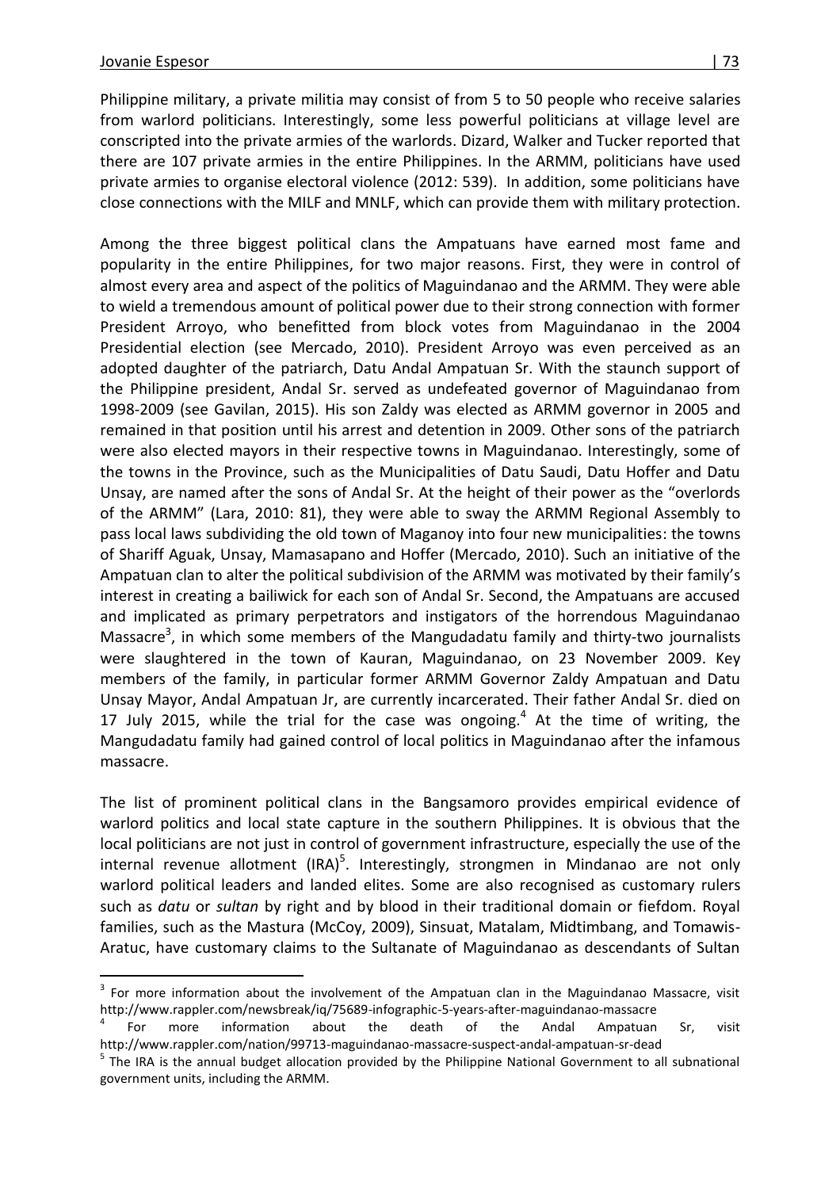Philippine military, a private militia may consist of from 5 to 50 people who receive salaries from warlord politicians. Interestingly, some less powerful politicians at village level are conscripted into the private armies of the warlords. Dizard, Walker and Tucker reported that there are 107 private armies in the entire Philippines. In the ARMM, politicians have used private armies to organise electoral violence (2012: 539). In addition, some politicians have close connections with the MILF and MNLF, which can provide them with military protection.

Among the three biggest political clans the Ampatuans have earned most fame and popularity in the entire Philippines, for two major reasons. First, they were in control of almost every area and aspect of the politics of Maguindanao and the ARMM. They were able to wield a tremendous amount of political power due to their strong connection with former President Arroyo, who benefitted from block votes from Maguindanao in the 2004 Presidential election (see Mercado, 2010). President Arroyo was even perceived as an adopted daughter of the patriarch, Datu Andal Ampatuan Sr. With the staunch support of the Philippine president, Andal Sr. served as undefeated governor of Maguindanao from 1998-2009 (see Gavilan, 2015). His son Zaldy was elected as ARMM governor in 2005 and remained in that position until his arrest and detention in 2009. Other sons of the patriarch were also elected mayors in their respective towns in Maguindanao. Interestingly, some of the towns in the Province, such as the Municipalities of Datu Saudi, Datu Hoffer and Datu Unsay, are named after the sons of Andal Sr. At the height of their power as the "overlords of the ARMM" (Lara, 2010: 81), they were able to sway the ARMM Regional Assembly to pass local laws subdividing the old town of Maganoy into four new municipalities: the towns of Shariff Aguak, Unsay, Mamasapano and Hoffer (Mercado, 2010). Such an initiative of the Ampatuan clan to alter the political subdivision of the ARMM was motivated by their family's interest in creating a bailiwick for each son of Andal Sr. Second, the Ampatuans are accused and implicated as primary perpetrators and instigators of the horrendous Maguindanao Massacre[3], in which some members of the Mangudadatu family and thirty-two journalists were slaughtered in the town of Kauran, Maguindanao, on 23 November 2009. Key members of the family, in particular former ARMM Governor Zaldy Ampatuan and Datu Unsay Mayor, Andal Ampatuan Jr, are currently incarcerated. Their father Andal Sr. died on 17 July 2015, while the trial for the case was ongoing.[4] At the time of writing, the Mangudadatu family had gained control of local politics in Maguindanao after the infamous massacre.

The list of prominent political clans in the Bangsamoro provides empirical evidence of warlord politics and local state capture in the southern Philippines. It is obvious that the local politicians are not just in control of government infrastructure, especially the use of the internal revenue allotment (IRA)[5]. Interestingly, strongmen in Mindanao are not only warlord political leaders and landed elites. Some are also recognised as customary rulers such as *datu* or *sultan* by right and by blood in their traditional domain or fiefdom. Royal families, such as the Mastura (McCoy, 2009), Sinsuat, Matalam, Midtimbang, and Tomawis-Aratuc, have customary claims to the Sultanate of Maguindanao as descendants of Sultan

---

[3] For more information about the involvement of the Ampatuan clan in the Maguindanao Massacre, visit http://www.rappler.com/newsbreak/iq/75689-infographic-5-years-after-maguindanao-massacre

[4] For more information about the death of the Andal Ampatuan Sr, visit http://www.rappler.com/nation/99713-maguindanao-massacre-suspect-andal-ampatuan-sr-dead

[5] The IRA is the annual budget allocation provided by the Philippine National Government to all subnational government units, including the ARMM.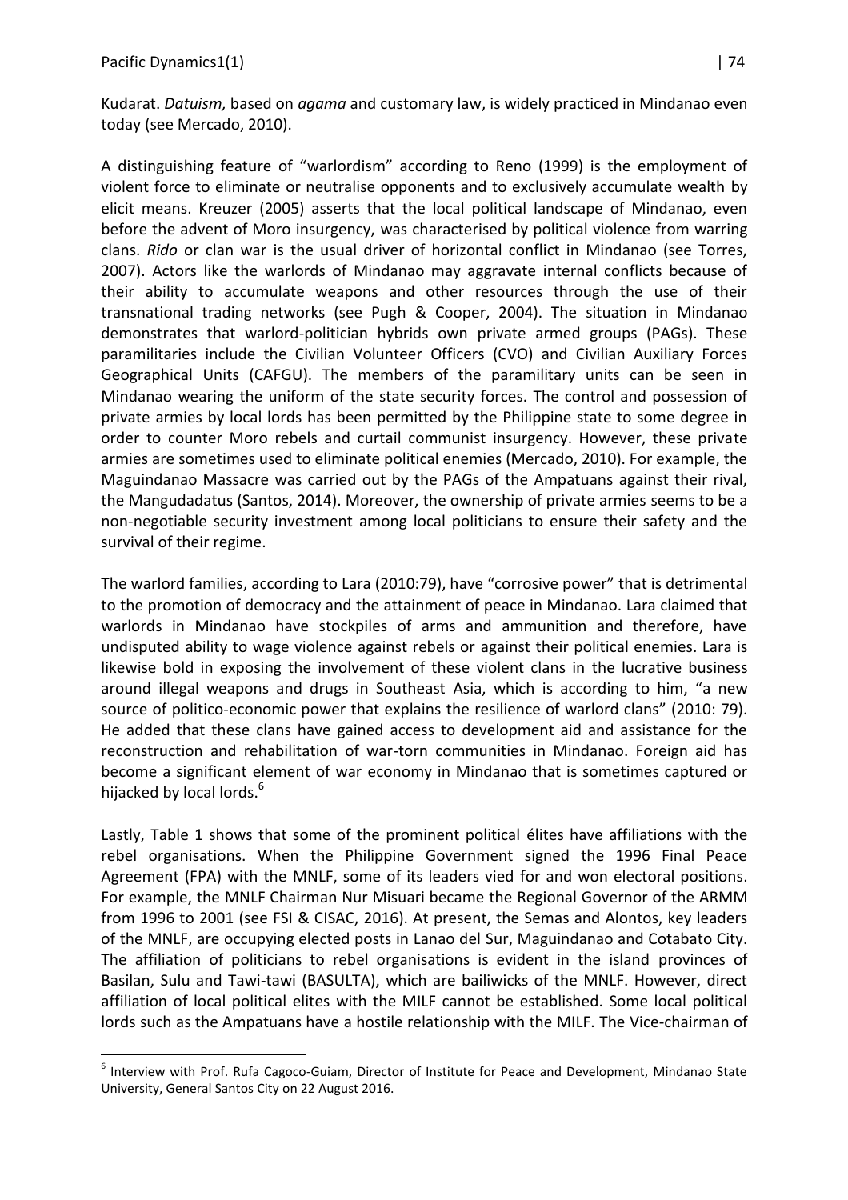Kudarat. *Datuism,* based on *agama* and customary law, is widely practiced in Mindanao even today (see Mercado, 2010).

A distinguishing feature of "warlordism" according to Reno (1999) is the employment of violent force to eliminate or neutralise opponents and to exclusively accumulate wealth by elicit means. Kreuzer (2005) asserts that the local political landscape of Mindanao, even before the advent of Moro insurgency, was characterised by political violence from warring clans. *Rido* or clan war is the usual driver of horizontal conflict in Mindanao (see Torres, 2007). Actors like the warlords of Mindanao may aggravate internal conflicts because of their ability to accumulate weapons and other resources through the use of their transnational trading networks (see Pugh & Cooper, 2004). The situation in Mindanao demonstrates that warlord-politician hybrids own private armed groups (PAGs). These paramilitaries include the Civilian Volunteer Officers (CVO) and Civilian Auxiliary Forces Geographical Units (CAFGU). The members of the paramilitary units can be seen in Mindanao wearing the uniform of the state security forces. The control and possession of private armies by local lords has been permitted by the Philippine state to some degree in order to counter Moro rebels and curtail communist insurgency. However, these private armies are sometimes used to eliminate political enemies (Mercado, 2010). For example, the Maguindanao Massacre was carried out by the PAGs of the Ampatuans against their rival, the Mangudadatus (Santos, 2014). Moreover, the ownership of private armies seems to be a non-negotiable security investment among local politicians to ensure their safety and the survival of their regime.

The warlord families, according to Lara (2010:79), have "corrosive power" that is detrimental to the promotion of democracy and the attainment of peace in Mindanao. Lara claimed that warlords in Mindanao have stockpiles of arms and ammunition and therefore, have undisputed ability to wage violence against rebels or against their political enemies. Lara is likewise bold in exposing the involvement of these violent clans in the lucrative business around illegal weapons and drugs in Southeast Asia, which is according to him, "a new source of politico-economic power that explains the resilience of warlord clans" (2010: 79). He added that these clans have gained access to development aid and assistance for the reconstruction and rehabilitation of war-torn communities in Mindanao. Foreign aid has become a significant element of war economy in Mindanao that is sometimes captured or hijacked by local lords.[6]

Lastly, Table 1 shows that some of the prominent political élites have affiliations with the rebel organisations. When the Philippine Government signed the 1996 Final Peace Agreement (FPA) with the MNLF, some of its leaders vied for and won electoral positions. For example, the MNLF Chairman Nur Misuari became the Regional Governor of the ARMM from 1996 to 2001 (see FSI & CISAC, 2016). At present, the Semas and Alontos, key leaders of the MNLF, are occupying elected posts in Lanao del Sur, Maguindanao and Cotabato City. The affiliation of politicians to rebel organisations is evident in the island provinces of Basilan, Sulu and Tawi-tawi (BASULTA), which are bailiwicks of the MNLF. However, direct affiliation of local political elites with the MILF cannot be established. Some local political lords such as the Ampatuans have a hostile relationship with the MILF. The Vice-chairman of

---

[6] Interview with Prof. Rufa Cagoco-Guiam, Director of Institute for Peace and Development, Mindanao State University, General Santos City on 22 August 2016.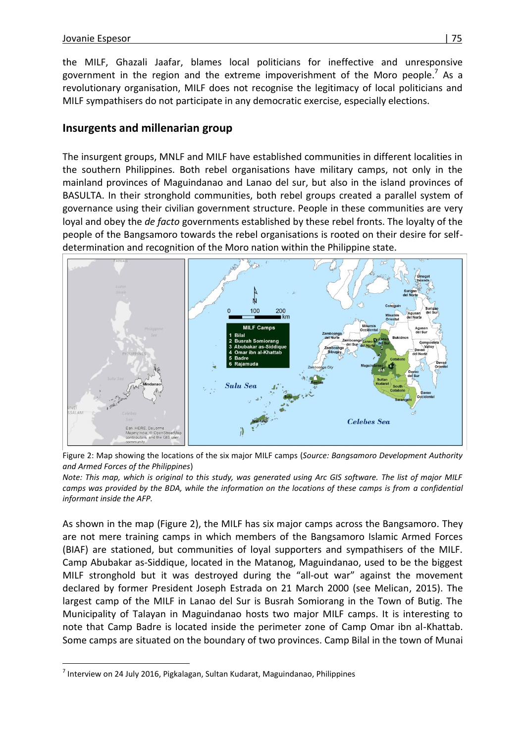the MILF, Ghazali Jaafar, blames local politicians for ineffective and unresponsive government in the region and the extreme impoverishment of the Moro people.[7] As a revolutionary organisation, MILF does not recognise the legitimacy of local politicians and MILF sympathisers do not participate in any democratic exercise, especially elections.

## Insurgents and millenarian group

The insurgent groups, MNLF and MILF have established communities in different localities in the southern Philippines. Both rebel organisations have military camps, not only in the mainland provinces of Maguindanao and Lanao del sur, but also in the island provinces of BASULTA. In their stronghold communities, both rebel groups created a parallel system of governance using their civilian government structure. People in these communities are very loyal and obey the *de facto* governments established by these rebel fronts. The loyalty of the people of the Bangsamoro towards the rebel organisations is rooted on their desire for self-determination and recognition of the Moro nation within the Philippine state.

Figure 2: Map showing the locations of the six major MILF camps (*Source: Bangsamoro Development Authority and Armed Forces of the Philippines*)

*Note: This map, which is original to this study, was generated using Arc GIS software. The list of major MILF camps was provided by the BDA, while the information on the locations of these camps is from a confidential informant inside the AFP.*

As shown in the map (Figure 2), the MILF has six major camps across the Bangsamoro. They are not mere training camps in which members of the Bangsamoro Islamic Armed Forces (BIAF) are stationed, but communities of loyal supporters and sympathisers of the MILF. Camp Abubakar as-Siddique, located in the Matanog, Maguindanao, used to be the biggest MILF stronghold but it was destroyed during the "all-out war" against the movement declared by former President Joseph Estrada on 21 March 2000 (see Melican, 2015). The largest camp of the MILF in Lanao del Sur is Busrah Somiorang in the Town of Butig. The Municipality of Talayan in Maguindanao hosts two major MILF camps. It is interesting to note that Camp Badre is located inside the perimeter zone of Camp Omar ibn al-Khattab. Some camps are situated on the boundary of two provinces. Camp Bilal in the town of Munai

---

[7] Interview on 24 July 2016, Pigkalagan, Sultan Kudarat, Maguindanao, Philippines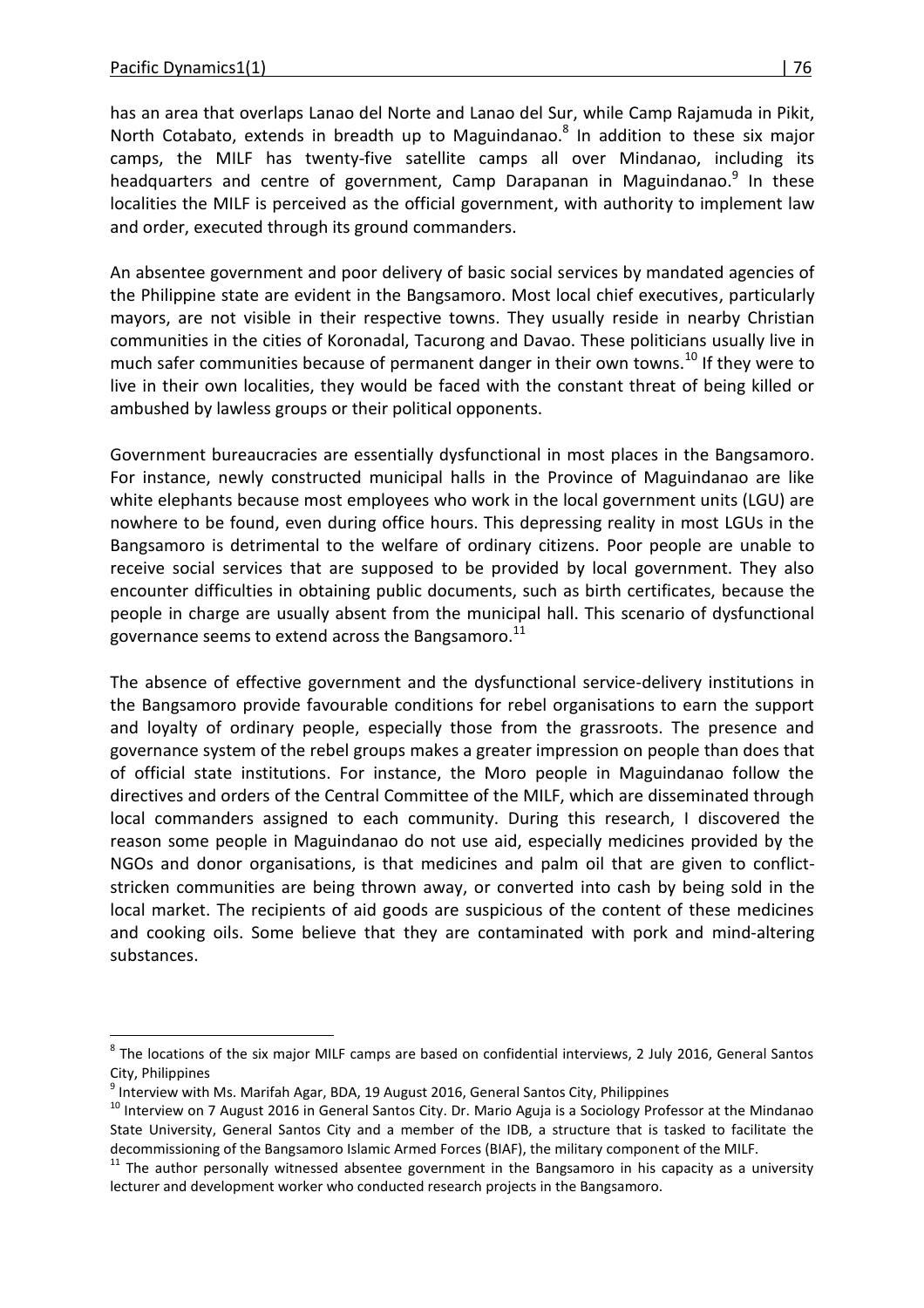has an area that overlaps Lanao del Norte and Lanao del Sur, while Camp Rajamuda in Pikit, North Cotabato, extends in breadth up to Maguindanao.[8] In addition to these six major camps, the MILF has twenty-five satellite camps all over Mindanao, including its headquarters and centre of government, Camp Darapanan in Maguindanao.[9] In these localities the MILF is perceived as the official government, with authority to implement law and order, executed through its ground commanders.

An absentee government and poor delivery of basic social services by mandated agencies of the Philippine state are evident in the Bangsamoro. Most local chief executives, particularly mayors, are not visible in their respective towns. They usually reside in nearby Christian communities in the cities of Koronadal, Tacurong and Davao. These politicians usually live in much safer communities because of permanent danger in their own towns.[10] If they were to live in their own localities, they would be faced with the constant threat of being killed or ambushed by lawless groups or their political opponents.

Government bureaucracies are essentially dysfunctional in most places in the Bangsamoro. For instance, newly constructed municipal halls in the Province of Maguindanao are like white elephants because most employees who work in the local government units (LGU) are nowhere to be found, even during office hours. This depressing reality in most LGUs in the Bangsamoro is detrimental to the welfare of ordinary citizens. Poor people are unable to receive social services that are supposed to be provided by local government. They also encounter difficulties in obtaining public documents, such as birth certificates, because the people in charge are usually absent from the municipal hall. This scenario of dysfunctional governance seems to extend across the Bangsamoro.[11]

The absence of effective government and the dysfunctional service-delivery institutions in the Bangsamoro provide favourable conditions for rebel organisations to earn the support and loyalty of ordinary people, especially those from the grassroots. The presence and governance system of the rebel groups makes a greater impression on people than does that of official state institutions. For instance, the Moro people in Maguindanao follow the directives and orders of the Central Committee of the MILF, which are disseminated through local commanders assigned to each community. During this research, I discovered the reason some people in Maguindanao do not use aid, especially medicines provided by the NGOs and donor organisations, is that medicines and palm oil that are given to conflict-stricken communities are being thrown away, or converted into cash by being sold in the local market. The recipients of aid goods are suspicious of the content of these medicines and cooking oils. Some believe that they are contaminated with pork and mind-altering substances.

---

[8] The locations of the six major MILF camps are based on confidential interviews, 2 July 2016, General Santos City, Philippines

[9] Interview with Ms. Marifah Agar, BDA, 19 August 2016, General Santos City, Philippines

[10] Interview on 7 August 2016 in General Santos City. Dr. Mario Aguja is a Sociology Professor at the Mindanao State University, General Santos City and a member of the IDB, a structure that is tasked to facilitate the decommissioning of the Bangsamoro Islamic Armed Forces (BIAF), the military component of the MILF.

[11] The author personally witnessed absentee government in the Bangsamoro in his capacity as a university lecturer and development worker who conducted research projects in the Bangsamoro.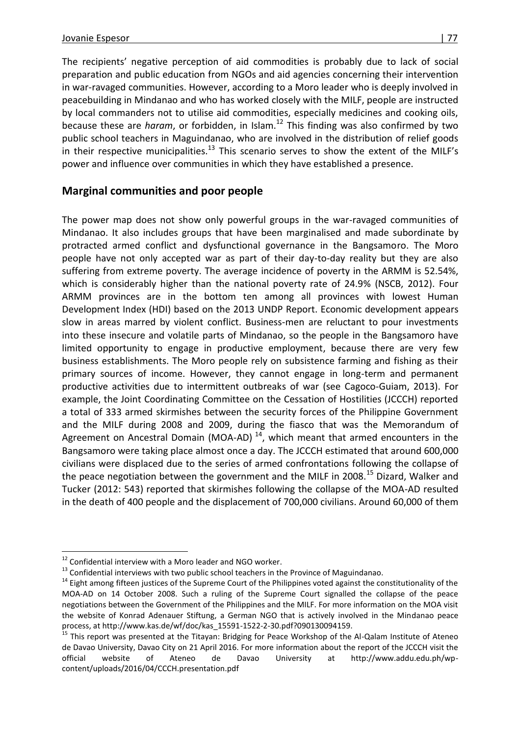The recipients' negative perception of aid commodities is probably due to lack of social preparation and public education from NGOs and aid agencies concerning their intervention in war-ravaged communities. However, according to a Moro leader who is deeply involved in peacebuilding in Mindanao and who has worked closely with the MILF, people are instructed by local commanders not to utilise aid commodities, especially medicines and cooking oils, because these are *haram*, or forbidden, in Islam.[12] This finding was also confirmed by two public school teachers in Maguindanao, who are involved in the distribution of relief goods in their respective municipalities.[13] This scenario serves to show the extent of the MILF's power and influence over communities in which they have established a presence.

## Marginal communities and poor people

The power map does not show only powerful groups in the war-ravaged communities of Mindanao. It also includes groups that have been marginalised and made subordinate by protracted armed conflict and dysfunctional governance in the Bangsamoro. The Moro people have not only accepted war as part of their day-to-day reality but they are also suffering from extreme poverty. The average incidence of poverty in the ARMM is 52.54%, which is considerably higher than the national poverty rate of 24.9% (NSCB, 2012). Four ARMM provinces are in the bottom ten among all provinces with lowest Human Development Index (HDI) based on the 2013 UNDP Report. Economic development appears slow in areas marred by violent conflict. Business-men are reluctant to pour investments into these insecure and volatile parts of Mindanao, so the people in the Bangsamoro have limited opportunity to engage in productive employment, because there are very few business establishments. The Moro people rely on subsistence farming and fishing as their primary sources of income. However, they cannot engage in long-term and permanent productive activities due to intermittent outbreaks of war (see Cagoco-Guiam, 2013). For example, the Joint Coordinating Committee on the Cessation of Hostilities (JCCCH) reported a total of 333 armed skirmishes between the security forces of the Philippine Government and the MILF during 2008 and 2009, during the fiasco that was the Memorandum of Agreement on Ancestral Domain (MOA-AD) [14], which meant that armed encounters in the Bangsamoro were taking place almost once a day. The JCCCH estimated that around 600,000 civilians were displaced due to the series of armed confrontations following the collapse of the peace negotiation between the government and the MILF in 2008.[15] Dizard, Walker and Tucker (2012: 543) reported that skirmishes following the collapse of the MOA-AD resulted in the death of 400 people and the displacement of 700,000 civilians. Around 60,000 of them

---

[12] Confidential interview with a Moro leader and NGO worker.

[13] Confidential interviews with two public school teachers in the Province of Maguindanao.

[14] Eight among fifteen justices of the Supreme Court of the Philippines voted against the constitutionality of the MOA-AD on 14 October 2008. Such a ruling of the Supreme Court signalled the collapse of the peace negotiations between the Government of the Philippines and the MILF. For more information on the MOA visit the website of Konrad Adenauer Stiftung, a German NGO that is actively involved in the Mindanao peace process, at http://www.kas.de/wf/doc/kas_15591-1522-2-30.pdf?090130094159.

[15] This report was presented at the Titayan: Bridging for Peace Workshop of the Al-Qalam Institute of Ateneo de Davao University, Davao City on 21 April 2016. For more information about the report of the JCCCH visit the official website of Ateneo de Davao University at http://www.addu.edu.ph/wp-content/uploads/2016/04/CCCH.presentation.pdf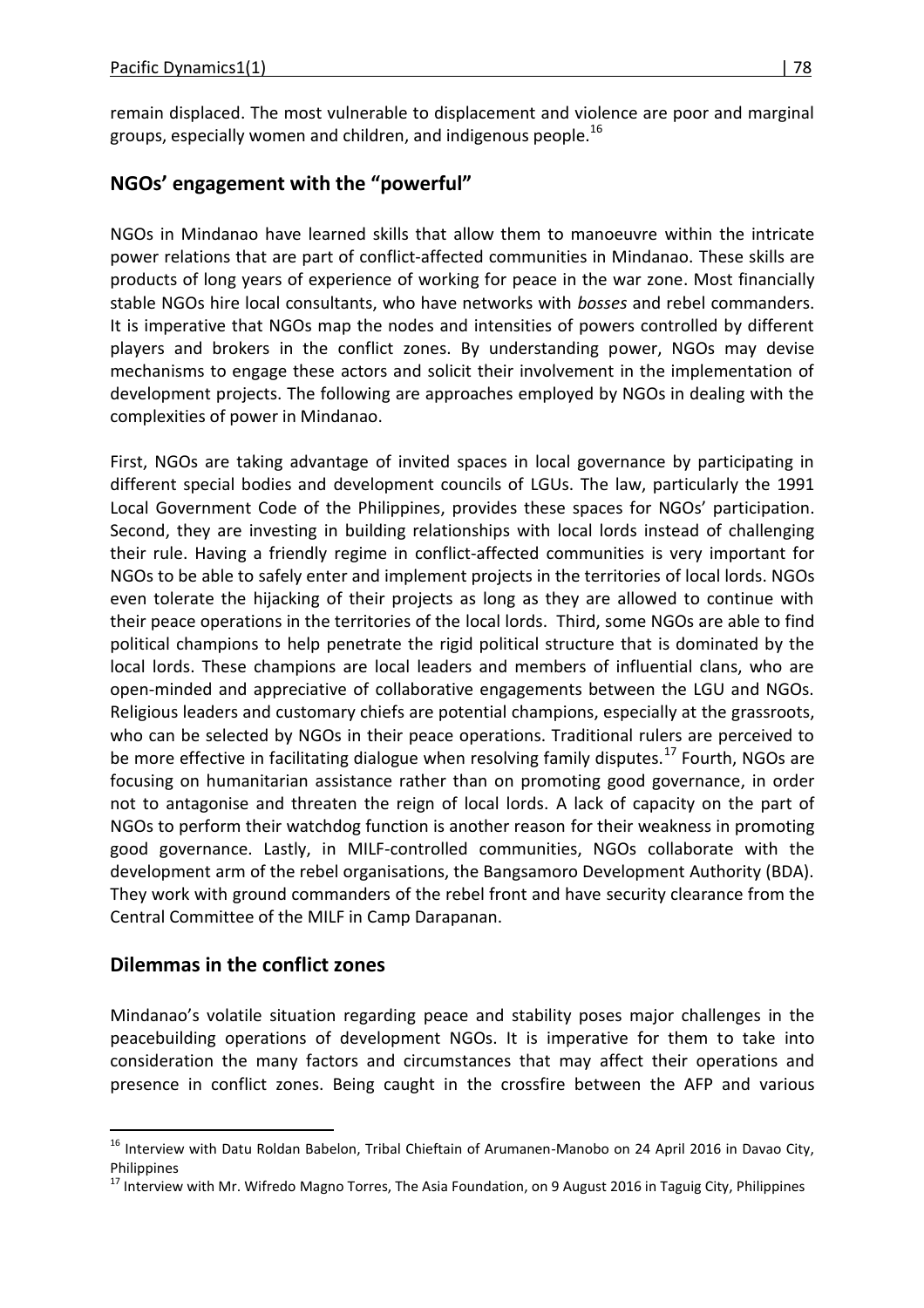remain displaced. The most vulnerable to displacement and violence are poor and marginal groups, especially women and children, and indigenous people.[16]

## NGOs' engagement with the "powerful"

NGOs in Mindanao have learned skills that allow them to manoeuvre within the intricate power relations that are part of conflict-affected communities in Mindanao. These skills are products of long years of experience of working for peace in the war zone. Most financially stable NGOs hire local consultants, who have networks with *bosses* and rebel commanders. It is imperative that NGOs map the nodes and intensities of powers controlled by different players and brokers in the conflict zones. By understanding power, NGOs may devise mechanisms to engage these actors and solicit their involvement in the implementation of development projects. The following are approaches employed by NGOs in dealing with the complexities of power in Mindanao.

First, NGOs are taking advantage of invited spaces in local governance by participating in different special bodies and development councils of LGUs. The law, particularly the 1991 Local Government Code of the Philippines, provides these spaces for NGOs' participation. Second, they are investing in building relationships with local lords instead of challenging their rule. Having a friendly regime in conflict-affected communities is very important for NGOs to be able to safely enter and implement projects in the territories of local lords. NGOs even tolerate the hijacking of their projects as long as they are allowed to continue with their peace operations in the territories of the local lords. Third, some NGOs are able to find political champions to help penetrate the rigid political structure that is dominated by the local lords. These champions are local leaders and members of influential clans, who are open-minded and appreciative of collaborative engagements between the LGU and NGOs. Religious leaders and customary chiefs are potential champions, especially at the grassroots, who can be selected by NGOs in their peace operations. Traditional rulers are perceived to be more effective in facilitating dialogue when resolving family disputes.[17] Fourth, NGOs are focusing on humanitarian assistance rather than on promoting good governance, in order not to antagonise and threaten the reign of local lords. A lack of capacity on the part of NGOs to perform their watchdog function is another reason for their weakness in promoting good governance. Lastly, in MILF-controlled communities, NGOs collaborate with the development arm of the rebel organisations, the Bangsamoro Development Authority (BDA). They work with ground commanders of the rebel front and have security clearance from the Central Committee of the MILF in Camp Darapanan.

## Dilemmas in the conflict zones

Mindanao's volatile situation regarding peace and stability poses major challenges in the peacebuilding operations of development NGOs. It is imperative for them to take into consideration the many factors and circumstances that may affect their operations and presence in conflict zones. Being caught in the crossfire between the AFP and various

---

[16] Interview with Datu Roldan Babelon, Tribal Chieftain of Arumanen-Manobo on 24 April 2016 in Davao City, Philippines

[17] Interview with Mr. Wifredo Magno Torres, The Asia Foundation, on 9 August 2016 in Taguig City, Philippines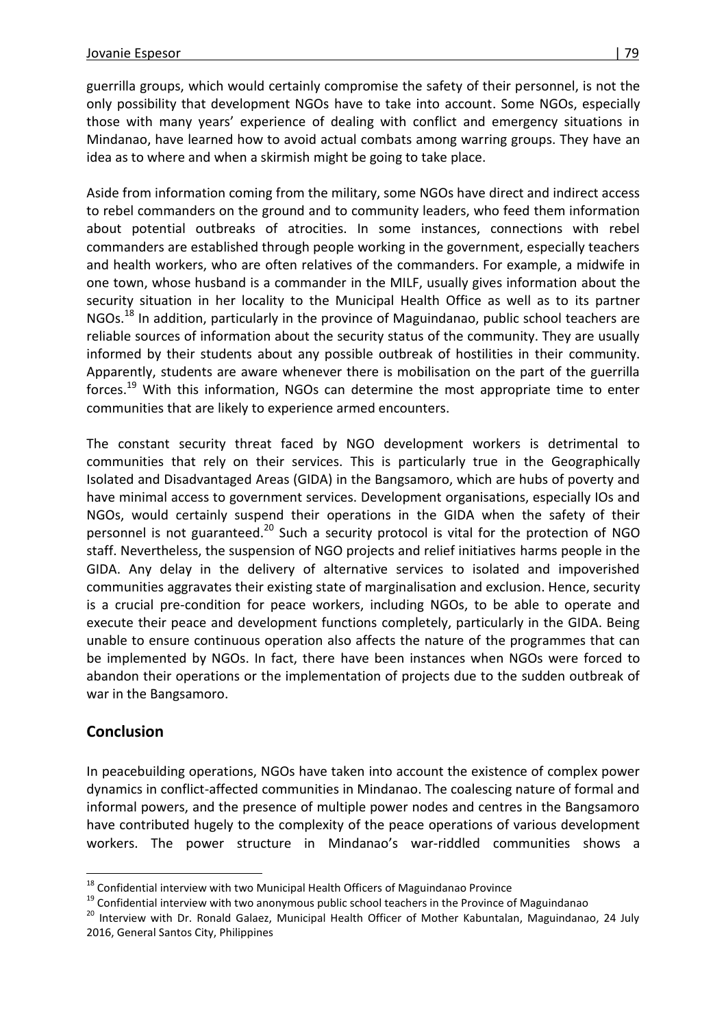guerrilla groups, which would certainly compromise the safety of their personnel, is not the only possibility that development NGOs have to take into account. Some NGOs, especially those with many years' experience of dealing with conflict and emergency situations in Mindanao, have learned how to avoid actual combats among warring groups. They have an idea as to where and when a skirmish might be going to take place.

Aside from information coming from the military, some NGOs have direct and indirect access to rebel commanders on the ground and to community leaders, who feed them information about potential outbreaks of atrocities. In some instances, connections with rebel commanders are established through people working in the government, especially teachers and health workers, who are often relatives of the commanders. For example, a midwife in one town, whose husband is a commander in the MILF, usually gives information about the security situation in her locality to the Municipal Health Office as well as to its partner NGOs.[18] In addition, particularly in the province of Maguindanao, public school teachers are reliable sources of information about the security status of the community. They are usually informed by their students about any possible outbreak of hostilities in their community. Apparently, students are aware whenever there is mobilisation on the part of the guerrilla forces.[19] With this information, NGOs can determine the most appropriate time to enter communities that are likely to experience armed encounters.

The constant security threat faced by NGO development workers is detrimental to communities that rely on their services. This is particularly true in the Geographically Isolated and Disadvantaged Areas (GIDA) in the Bangsamoro, which are hubs of poverty and have minimal access to government services. Development organisations, especially IOs and NGOs, would certainly suspend their operations in the GIDA when the safety of their personnel is not guaranteed.[20] Such a security protocol is vital for the protection of NGO staff. Nevertheless, the suspension of NGO projects and relief initiatives harms people in the GIDA. Any delay in the delivery of alternative services to isolated and impoverished communities aggravates their existing state of marginalisation and exclusion. Hence, security is a crucial pre-condition for peace workers, including NGOs, to be able to operate and execute their peace and development functions completely, particularly in the GIDA. Being unable to ensure continuous operation also affects the nature of the programmes that can be implemented by NGOs. In fact, there have been instances when NGOs were forced to abandon their operations or the implementation of projects due to the sudden outbreak of war in the Bangsamoro.

## Conclusion

In peacebuilding operations, NGOs have taken into account the existence of complex power dynamics in conflict-affected communities in Mindanao. The coalescing nature of formal and informal powers, and the presence of multiple power nodes and centres in the Bangsamoro have contributed hugely to the complexity of the peace operations of various development workers. The power structure in Mindanao's war-riddled communities shows a

[18] Confidential interview with two Municipal Health Officers of Maguindanao Province

[19] Confidential interview with two anonymous public school teachers in the Province of Maguindanao

[20] Interview with Dr. Ronald Galaez, Municipal Health Officer of Mother Kabuntalan, Maguindanao, 24 July 2016, General Santos City, Philippines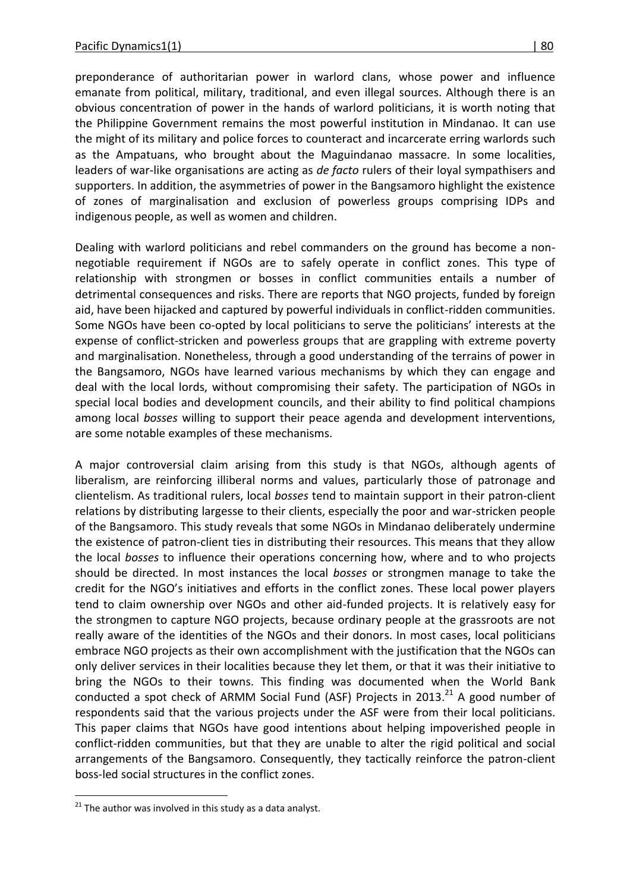preponderance of authoritarian power in warlord clans, whose power and influence emanate from political, military, traditional, and even illegal sources. Although there is an obvious concentration of power in the hands of warlord politicians, it is worth noting that the Philippine Government remains the most powerful institution in Mindanao. It can use the might of its military and police forces to counteract and incarcerate erring warlords such as the Ampatuans, who brought about the Maguindanao massacre. In some localities, leaders of war-like organisations are acting as *de facto* rulers of their loyal sympathisers and supporters. In addition, the asymmetries of power in the Bangsamoro highlight the existence of zones of marginalisation and exclusion of powerless groups comprising IDPs and indigenous people, as well as women and children.

Dealing with warlord politicians and rebel commanders on the ground has become a non-negotiable requirement if NGOs are to safely operate in conflict zones. This type of relationship with strongmen or bosses in conflict communities entails a number of detrimental consequences and risks. There are reports that NGO projects, funded by foreign aid, have been hijacked and captured by powerful individuals in conflict-ridden communities. Some NGOs have been co-opted by local politicians to serve the politicians' interests at the expense of conflict-stricken and powerless groups that are grappling with extreme poverty and marginalisation. Nonetheless, through a good understanding of the terrains of power in the Bangsamoro, NGOs have learned various mechanisms by which they can engage and deal with the local lords, without compromising their safety. The participation of NGOs in special local bodies and development councils, and their ability to find political champions among local *bosses* willing to support their peace agenda and development interventions, are some notable examples of these mechanisms.

A major controversial claim arising from this study is that NGOs, although agents of liberalism, are reinforcing illiberal norms and values, particularly those of patronage and clientelism. As traditional rulers, local *bosses* tend to maintain support in their patron-client relations by distributing largesse to their clients, especially the poor and war-stricken people of the Bangsamoro. This study reveals that some NGOs in Mindanao deliberately undermine the existence of patron-client ties in distributing their resources. This means that they allow the local *bosses* to influence their operations concerning how, where and to who projects should be directed. In most instances the local *bosses* or strongmen manage to take the credit for the NGO's initiatives and efforts in the conflict zones. These local power players tend to claim ownership over NGOs and other aid-funded projects. It is relatively easy for the strongmen to capture NGO projects, because ordinary people at the grassroots are not really aware of the identities of the NGOs and their donors. In most cases, local politicians embrace NGO projects as their own accomplishment with the justification that the NGOs can only deliver services in their localities because they let them, or that it was their initiative to bring the NGOs to their towns. This finding was documented when the World Bank conducted a spot check of ARMM Social Fund (ASF) Projects in 2013.[21] A good number of respondents said that the various projects under the ASF were from their local politicians. This paper claims that NGOs have good intentions about helping impoverished people in conflict-ridden communities, but that they are unable to alter the rigid political and social arrangements of the Bangsamoro. Consequently, they tactically reinforce the patron-client boss-led social structures in the conflict zones.

[21] The author was involved in this study as a data analyst.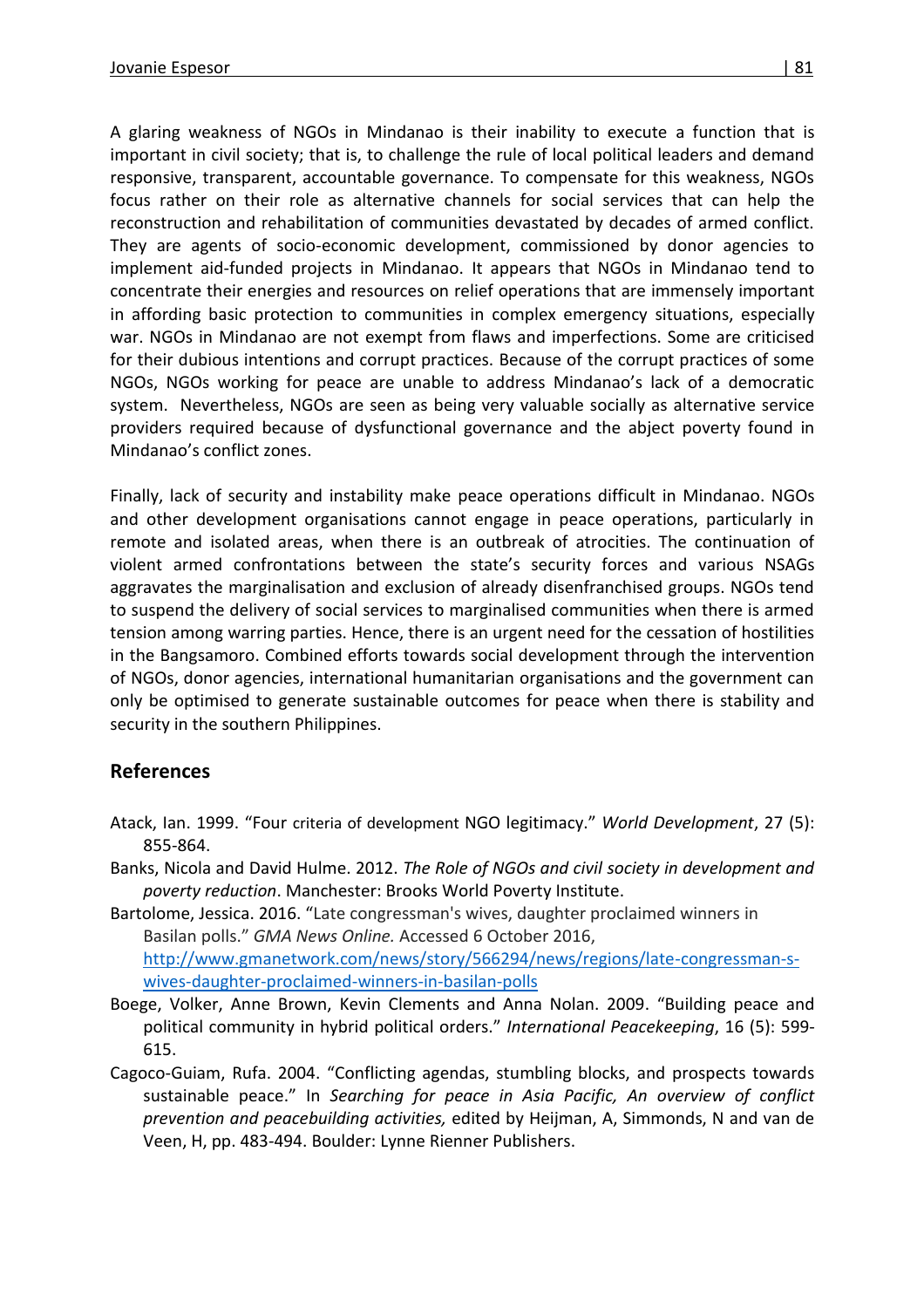A glaring weakness of NGOs in Mindanao is their inability to execute a function that is important in civil society; that is, to challenge the rule of local political leaders and demand responsive, transparent, accountable governance. To compensate for this weakness, NGOs focus rather on their role as alternative channels for social services that can help the reconstruction and rehabilitation of communities devastated by decades of armed conflict. They are agents of socio-economic development, commissioned by donor agencies to implement aid-funded projects in Mindanao. It appears that NGOs in Mindanao tend to concentrate their energies and resources on relief operations that are immensely important in affording basic protection to communities in complex emergency situations, especially war. NGOs in Mindanao are not exempt from flaws and imperfections. Some are criticised for their dubious intentions and corrupt practices. Because of the corrupt practices of some NGOs, NGOs working for peace are unable to address Mindanao's lack of a democratic system. Nevertheless, NGOs are seen as being very valuable socially as alternative service providers required because of dysfunctional governance and the abject poverty found in Mindanao's conflict zones.

Finally, lack of security and instability make peace operations difficult in Mindanao. NGOs and other development organisations cannot engage in peace operations, particularly in remote and isolated areas, when there is an outbreak of atrocities. The continuation of violent armed confrontations between the state's security forces and various NSAGs aggravates the marginalisation and exclusion of already disenfranchised groups. NGOs tend to suspend the delivery of social services to marginalised communities when there is armed tension among warring parties. Hence, there is an urgent need for the cessation of hostilities in the Bangsamoro. Combined efforts towards social development through the intervention of NGOs, donor agencies, international humanitarian organisations and the government can only be optimised to generate sustainable outcomes for peace when there is stability and security in the southern Philippines.

## References

Atack, Ian. 1999. "Four criteria of development NGO legitimacy." *World Development*, 27 (5): 855-864.

Banks, Nicola and David Hulme. 2012. *The Role of NGOs and civil society in development and poverty reduction*. Manchester: Brooks World Poverty Institute.

Bartolome, Jessica. 2016. "Late congressman's wives, daughter proclaimed winners in Basilan polls." *GMA News Online.* Accessed 6 October 2016, http://www.gmanetwork.com/news/story/566294/news/regions/late-congressman-s-wives-daughter-proclaimed-winners-in-basilan-polls

Boege, Volker, Anne Brown, Kevin Clements and Anna Nolan. 2009. "Building peace and political community in hybrid political orders." *International Peacekeeping*, 16 (5): 599-615.

Cagoco-Guiam, Rufa. 2004. "Conflicting agendas, stumbling blocks, and prospects towards sustainable peace." In *Searching for peace in Asia Pacific, An overview of conflict prevention and peacebuilding activities,* edited by Heijman, A, Simmonds, N and van de Veen, H, pp. 483-494. Boulder: Lynne Rienner Publishers.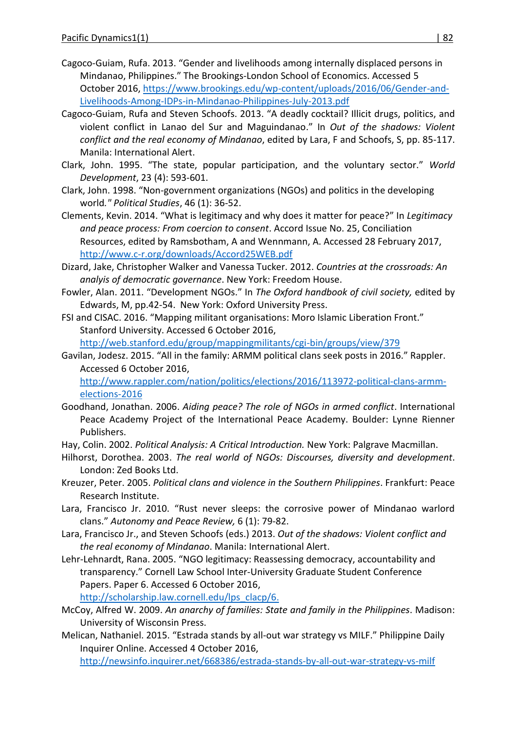Cagoco-Guiam, Rufa. 2013. “Gender and livelihoods among internally displaced persons in Mindanao, Philippines.” The Brookings-London School of Economics. Accessed 5 October 2016, https://www.brookings.edu/wp-content/uploads/2016/06/Gender-and-Livelihoods-Among-IDPs-in-Mindanao-Philippines-July-2013.pdf

Cagoco-Guiam, Rufa and Steven Schoofs. 2013. “A deadly cocktail? Illicit drugs, politics, and violent conflict in Lanao del Sur and Maguindanao.” In *Out of the shadows: Violent conflict and the real economy of Mindanao*, edited by Lara, F and Schoofs, S, pp. 85-117. Manila: International Alert.

Clark, John. 1995. “The state, popular participation, and the voluntary sector.” *World Development*, 23 (4): 593-601.

Clark, John. 1998. “Non-government organizations (NGOs) and politics in the developing world.*"* *Political Studies*, 46 (1): 36-52.

Clements, Kevin. 2014. “What is legitimacy and why does it matter for peace?” In *Legitimacy and peace process: From coercion to consent*. Accord Issue No. 25, Conciliation Resources, edited by Ramsbotham, A and Wennmann, A. Accessed 28 February 2017, http://www.c-r.org/downloads/Accord25WEB.pdf

Dizard, Jake, Christopher Walker and Vanessa Tucker. 2012. *Countries at the crossroads: An analyis of democratic governance*. New York: Freedom House.

Fowler, Alan. 2011. “Development NGOs.” In *The Oxford handbook of civil society,* edited by Edwards, M, pp.42-54. New York: Oxford University Press.

FSI and CISAC. 2016. “Mapping militant organisations: Moro Islamic Liberation Front.” Stanford University. Accessed 6 October 2016, http://web.stanford.edu/group/mappingmilitants/cgi-bin/groups/view/379

Gavilan, Jodesz. 2015. “All in the family: ARMM political clans seek posts in 2016.” Rappler. Accessed 6 October 2016, http://www.rappler.com/nation/politics/elections/2016/113972-political-clans-armm-elections-2016

Goodhand, Jonathan. 2006. *Aiding peace? The role of NGOs in armed conflict*. International Peace Academy Project of the International Peace Academy. Boulder: Lynne Rienner Publishers.

Hay, Colin. 2002. *Political Analysis: A Critical Introduction.* New York: Palgrave Macmillan.

Hilhorst, Dorothea. 2003. *The real world of NGOs: Discourses, diversity and development*. London: Zed Books Ltd.

Kreuzer, Peter. 2005. *Political clans and violence in the Southern Philippines*. Frankfurt: Peace Research Institute.

Lara, Francisco Jr. 2010. “Rust never sleeps: the corrosive power of Mindanao warlord clans.” *Autonomy and Peace Review,* 6 (1): 79-82.

Lara, Francisco Jr., and Steven Schoofs (eds.) 2013. *Out of the shadows: Violent conflict and the real economy of Mindanao*. Manila: International Alert.

Lehr-Lehnardt, Rana. 2005. “NGO legitimacy: Reassessing democracy, accountability and transparency.” Cornell Law School Inter-University Graduate Student Conference Papers. Paper 6. Accessed 6 October 2016, http://scholarship.law.cornell.edu/lps_clacp/6.

McCoy, Alfred W. 2009. *An anarchy of families: State and family in the Philippines*. Madison: University of Wisconsin Press.

Melican, Nathaniel. 2015. “Estrada stands by all-out war strategy vs MILF.” Philippine Daily Inquirer Online. Accessed 4 October 2016, http://newsinfo.inquirer.net/668386/estrada-stands-by-all-out-war-strategy-vs-milf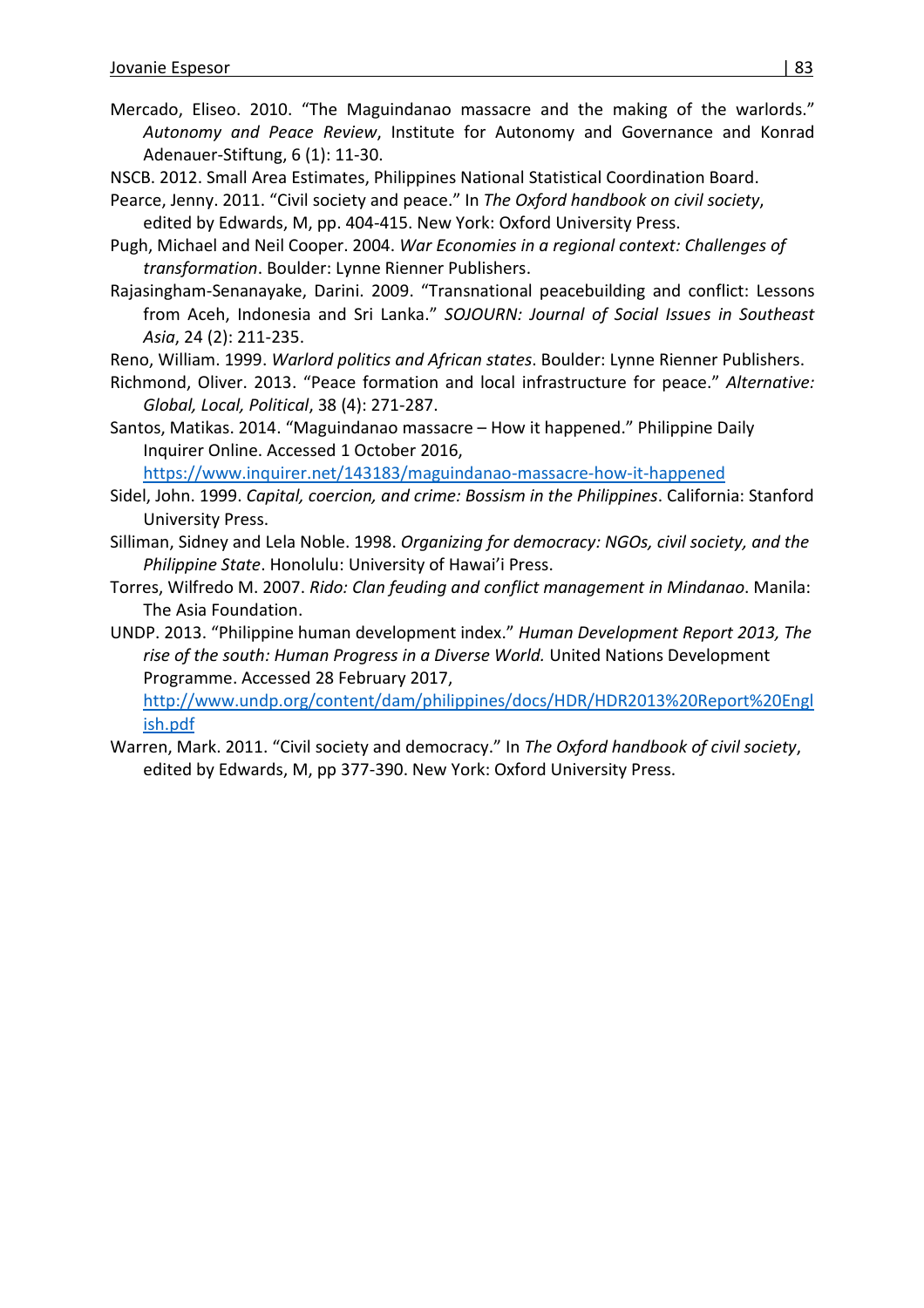Mercado, Eliseo. 2010. "The Maguindanao massacre and the making of the warlords." *Autonomy and Peace Review*, Institute for Autonomy and Governance and Konrad Adenauer-Stiftung, 6 (1): 11-30.

NSCB. 2012. Small Area Estimates, Philippines National Statistical Coordination Board.

Pearce, Jenny. 2011. "Civil society and peace." In *The Oxford handbook on civil society*, edited by Edwards, M, pp. 404-415. New York: Oxford University Press.

Pugh, Michael and Neil Cooper. 2004. *War Economies in a regional context: Challenges of transformation*. Boulder: Lynne Rienner Publishers.

Rajasingham-Senanayake, Darini. 2009. "Transnational peacebuilding and conflict: Lessons from Aceh, Indonesia and Sri Lanka." *SOJOURN: Journal of Social Issues in Southeast Asia*, 24 (2): 211-235.

Reno, William. 1999. *Warlord politics and African states*. Boulder: Lynne Rienner Publishers.

Richmond, Oliver. 2013. "Peace formation and local infrastructure for peace." *Alternative: Global, Local, Political*, 38 (4): 271-287.

Santos, Matikas. 2014. "Maguindanao massacre – How it happened." Philippine Daily Inquirer Online. Accessed 1 October 2016, https://www.inquirer.net/143183/maguindanao-massacre-how-it-happened

Sidel, John. 1999. *Capital, coercion, and crime: Bossism in the Philippines*. California: Stanford University Press.

Silliman, Sidney and Lela Noble. 1998. *Organizing for democracy: NGOs, civil society, and the Philippine State*. Honolulu: University of Hawai'i Press.

Torres, Wilfredo M. 2007. *Rido: Clan feuding and conflict management in Mindanao*. Manila: The Asia Foundation.

UNDP. 2013. "Philippine human development index." *Human Development Report 2013, The rise of the south: Human Progress in a Diverse World.* United Nations Development Programme. Accessed 28 February 2017, http://www.undp.org/content/dam/philippines/docs/HDR/HDR2013%20Report%20English.pdf

Warren, Mark. 2011. "Civil society and democracy." In *The Oxford handbook of civil society*, edited by Edwards, M, pp 377-390. New York: Oxford University Press.